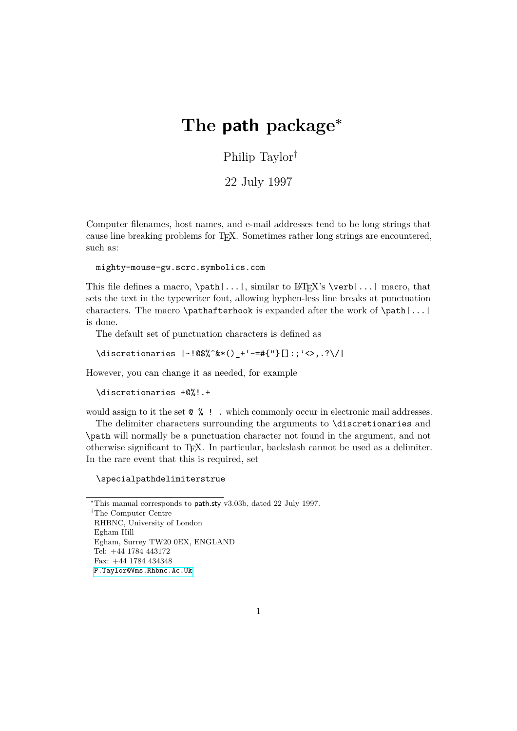# The path package*

Philip Taylor†

22 July 1997

Computer filenames, host names, and e-mail addresses tend to be long strings that cause line breaking problems for TEX. Sometimes rather long strings are encountered, such as:

```
mighty-mouse-gw.scrc.symbolics.com
```

This file defines a macro, `\path|...|`, similar to LATEX's `\verb|...|` macro, that sets the text in the typewriter font, allowing hyphen-less line breaks at punctuation characters. The macro `\pathafterhook` is expanded after the work of `\path|...|` is done.

The default set of punctuation characters is defined as

```
\discretionaries |~!@$%^&*()_+`-=#{"}[]:;'<>,.?\/|
```

However, you can change it as needed, for example

```
\discretionaries +@%!.+
```

would assign to it the set `@ % ! .` which commonly occur in electronic mail addresses.

The delimiter characters surrounding the arguments to `\discretionaries` and `\path` will normally be a punctuation character not found in the argument, and not otherwise significant to TEX. In particular, backslash cannot be used as a delimiter. In the rare event that this is required, set

```
\specialpathdelimiterstrue
```

---

*This manual corresponds to path.sty v3.03b, dated 22 July 1997.

†The Computer Centre
RHBNC, University of London
Egham Hill
Egham, Surrey TW20 0EX, ENGLAND
Tel: +44 1784 443172
Fax: +44 1784 434348
P.Taylor@Vms.Rhbnc.Ac.Uk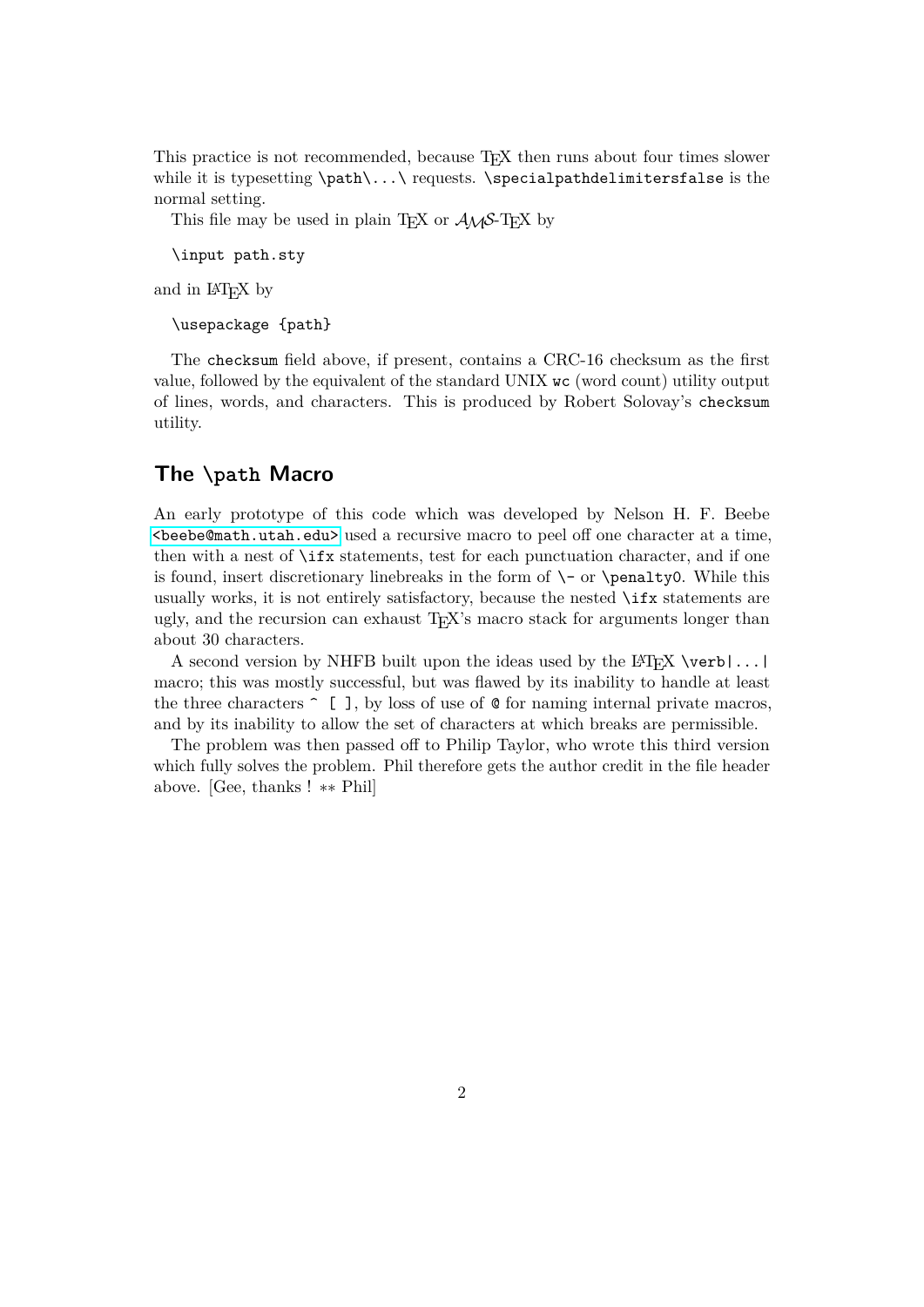This practice is not recommended, because TeX then runs about four times slower while it is typesetting `\path\...\` requests. `\specialpathdelimitersfalse` is the normal setting.

This file may be used in plain TeX or AMS-TeX by

```
\input path.sty
```

and in LaTeX by

```
\usepackage {path}
```

The `checksum` field above, if present, contains a CRC-16 checksum as the first value, followed by the equivalent of the standard UNIX `wc` (word count) utility output of lines, words, and characters. This is produced by Robert Solovay's `checksum` utility.

## The `\path` Macro

An early prototype of this code which was developed by Nelson H. F. Beebe `<beebe@math.utah.edu>` used a recursive macro to peel off one character at a time, then with a nest of `\ifx` statements, test for each punctuation character, and if one is found, insert discretionary linebreaks in the form of `\-` or `\penalty0`. While this usually works, it is not entirely satisfactory, because the nested `\ifx` statements are ugly, and the recursion can exhaust TeX's macro stack for arguments longer than about 30 characters.

A second version by NHFB built upon the ideas used by the LaTeX `\verb|...|` macro; this was mostly successful, but was flawed by its inability to handle at least the three characters `^ [ ]`, by loss of use of `@` for naming internal private macros, and by its inability to allow the set of characters at which breaks are permissible.

The problem was then passed off to Philip Taylor, who wrote this third version which fully solves the problem. Phil therefore gets the author credit in the file header above. [Gee, thanks ! ∗∗ Phil]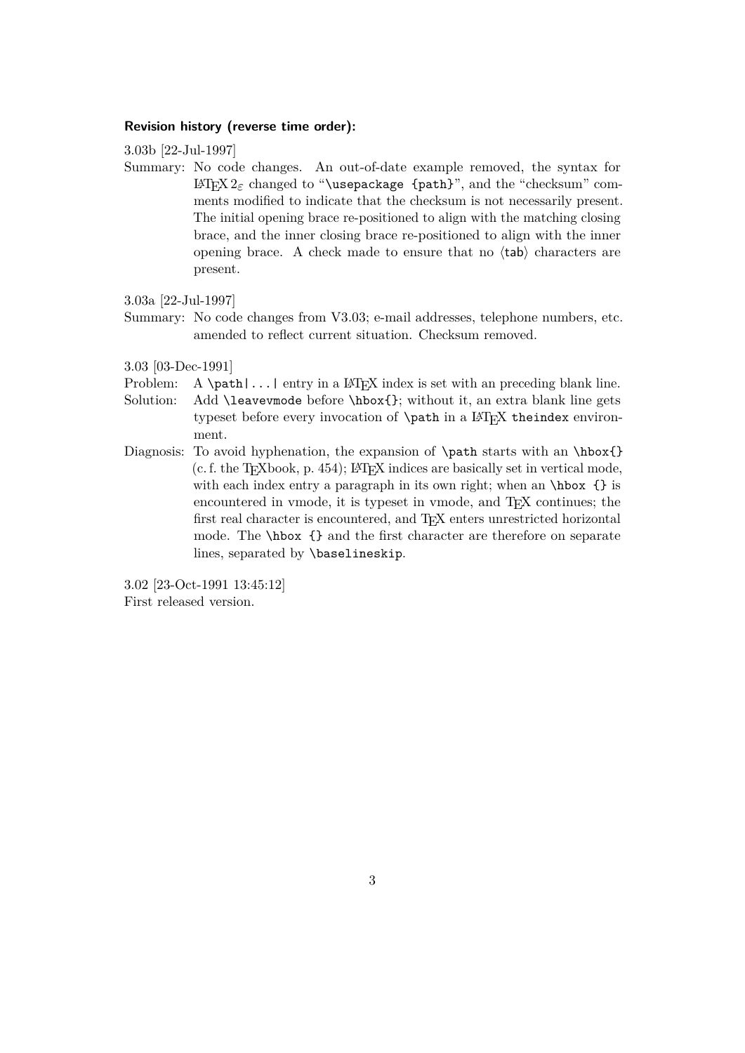**Revision history (reverse time order):**

3.03b [22-Jul-1997]

Summary: No code changes. An out-of-date example removed, the syntax for LaTeX $2_\varepsilon$ changed to "`\usepackage {path}`", and the "checksum" comments modified to indicate that the checksum is not necessarily present. The initial opening brace re-positioned to align with the matching closing brace, and the inner closing brace re-positioned to align with the inner opening brace. A check made to ensure that no ⟨`tab`⟩ characters are present.

3.03a [22-Jul-1997]

Summary: No code changes from V3.03; e-mail addresses, telephone numbers, etc. amended to reflect current situation. Checksum removed.

3.03 [03-Dec-1991]

Problem: A `\path|...|` entry in a LaTeX index is set with an preceding blank line.

Solution: Add `\leavevmode` before `\hbox{}`; without it, an extra blank line gets typeset before every invocation of `\path` in a LaTeX `theindex` environment.

Diagnosis: To avoid hyphenation, the expansion of `\path` starts with an `\hbox{}` (c. f. the TeXbook, p. 454); LaTeX indices are basically set in vertical mode, with each index entry a paragraph in its own right; when an `\hbox {}` is encountered in vmode, it is typeset in vmode, and TeX continues; the first real character is encountered, and TeX enters unrestricted horizontal mode. The `\hbox {}` and the first character are therefore on separate lines, separated by `\baselineskip`.

3.02 [23-Oct-1991 13:45:12]
First released version.